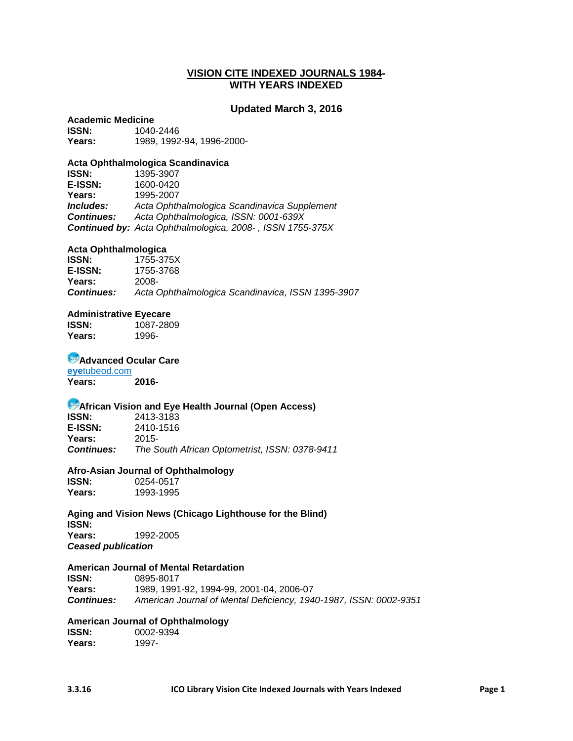# VISION CITE INDEXED JOURNALS 1984-
# WITH YEARS INDEXED

## Updated March 3, 2016

**Academic Medicine**
**ISSN:** 1040-2446
**Years:** 1989, 1992-94, 1996-2000-

**Acta Ophthalmologica Scandinavica**
**ISSN:** 1395-3907
**E-ISSN:** 1600-0420
**Years:** 1995-2007
***Includes:*** *Acta Ophthalmologica Scandinavica Supplement*
***Continues:*** *Acta Ophthalmologica, ISSN: 0001-639X*
***Continued by:*** *Acta Ophthalmologica, 2008- , ISSN 1755-375X*

**Acta Ophthalmologica**
**ISSN:** 1755-375X
**E-ISSN:** 1755-3768
**Years:** 2008-
***Continues:*** *Acta Ophthalmologica Scandinavica, ISSN 1395-3907*

**Administrative Eyecare**
**ISSN:** 1087-2809
**Years:** 1996-

**Advanced Ocular Care**
**eye**tubeod.com
**Years:** **2016-**

**African Vision and Eye Health Journal (Open Access)**
**ISSN:** 2413-3183
**E-ISSN:** 2410-1516
**Years:** 2015-
***Continues:*** *The South African Optometrist, ISSN: 0378-9411*

**Afro-Asian Journal of Ophthalmology**
**ISSN:** 0254-0517
**Years:** 1993-1995

**Aging and Vision News (Chicago Lighthouse for the Blind)**
**ISSN:**
**Years:** 1992-2005
***Ceased publication***

**American Journal of Mental Retardation**
**ISSN:** 0895-8017
**Years:** 1989, 1991-92, 1994-99, 2001-04, 2006-07
***Continues:*** *American Journal of Mental Deficiency, 1940-1987, ISSN: 0002-9351*

**American Journal of Ophthalmology**
**ISSN:** 0002-9394
**Years:** 1997-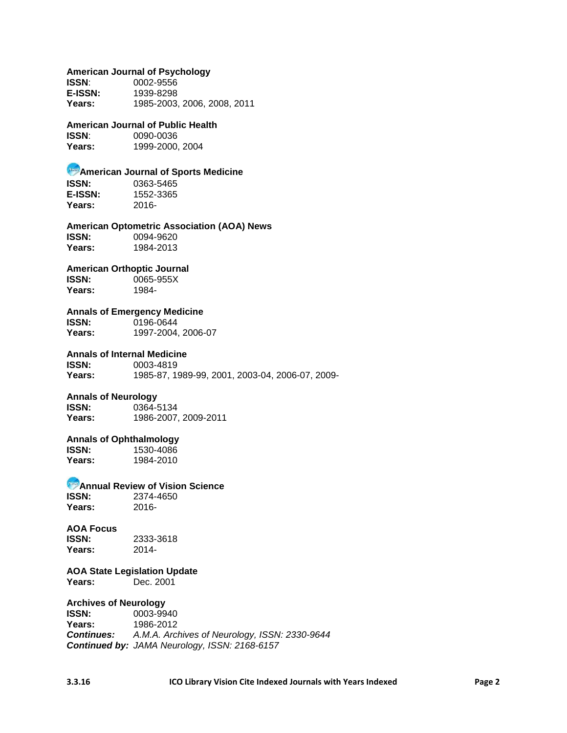**American Journal of Psychology**
**ISSN**: 0002-9556
**E-ISSN:** 1939-8298
**Years:** 1985-2003, 2006, 2008, 2011

**American Journal of Public Health**
**ISSN**: 0090-0036
**Years:** 1999-2000, 2004

**American Journal of Sports Medicine**
**ISSN:** 0363-5465
**E-ISSN:** 1552-3365
**Years:** 2016-

**American Optometric Association (AOA) News**
**ISSN:** 0094-9620
**Years:** 1984-2013

**American Orthoptic Journal**
**ISSN:** 0065-955X
**Years:** 1984-

**Annals of Emergency Medicine**
**ISSN:** 0196-0644
**Years:** 1997-2004, 2006-07

**Annals of Internal Medicine**
**ISSN:** 0003-4819
**Years:** 1985-87, 1989-99, 2001, 2003-04, 2006-07, 2009-

**Annals of Neurology**
**ISSN:** 0364-5134
**Years:** 1986-2007, 2009-2011

**Annals of Ophthalmology**
**ISSN:** 1530-4086
**Years:** 1984-2010

**Annual Review of Vision Science**
**ISSN:** 2374-4650
**Years:** 2016-

**AOA Focus**
**ISSN:** 2333-3618
**Years:** 2014-

**AOA State Legislation Update**
**Years:** Dec. 2001

**Archives of Neurology**
**ISSN:** 0003-9940
**Years:** 1986-2012
***Continues:*** *A.M.A. Archives of Neurology, ISSN: 2330-9644*
***Continued by:*** *JAMA Neurology, ISSN: 2168-6157*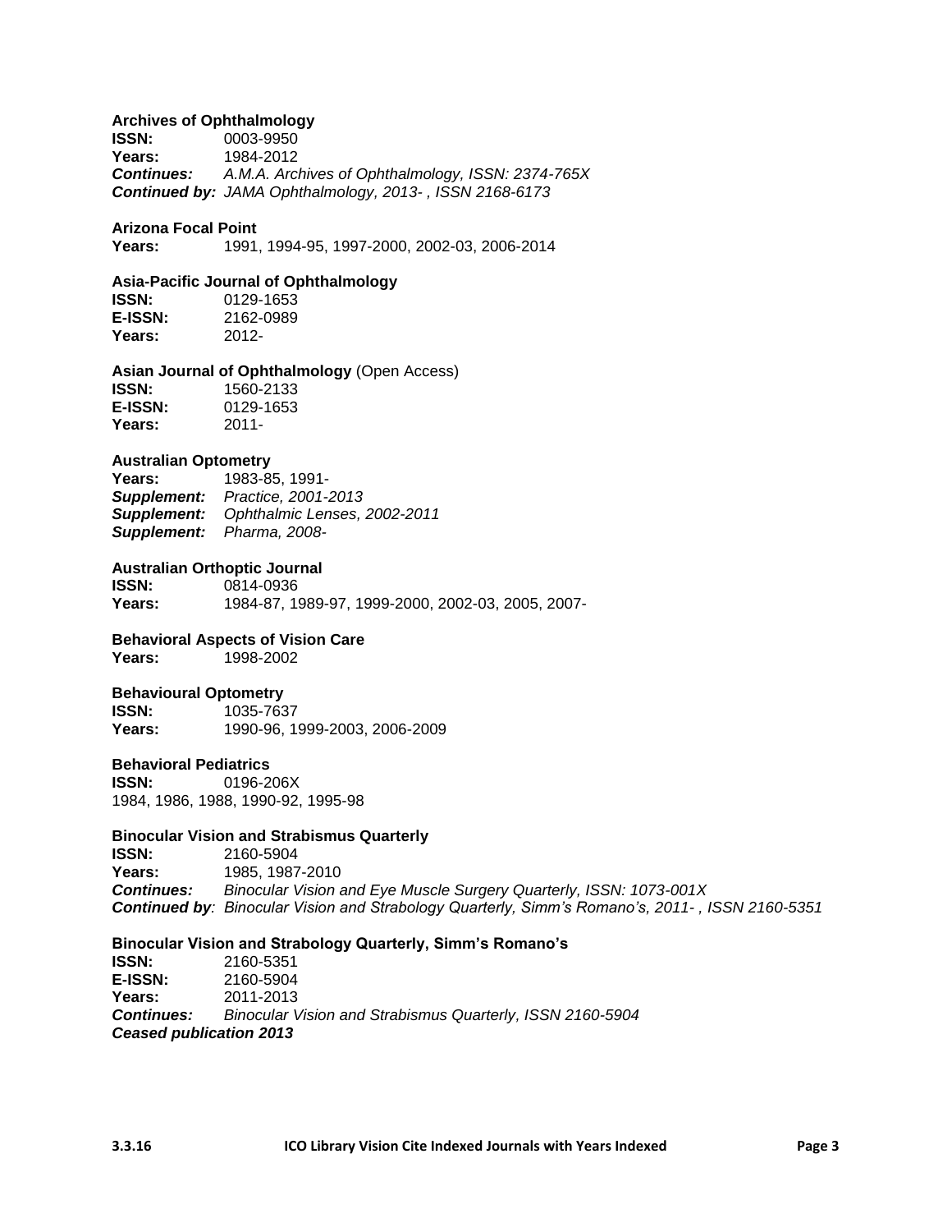**Archives of Ophthalmology**
**ISSN:** 0003-9950
**Years:** 1984-2012
***Continues:*** *A.M.A. Archives of Ophthalmology, ISSN: 2374-765X*
***Continued by:*** *JAMA Ophthalmology, 2013- , ISSN 2168-6173*

**Arizona Focal Point**
**Years:** 1991, 1994-95, 1997-2000, 2002-03, 2006-2014

**Asia-Pacific Journal of Ophthalmology**
**ISSN:** 0129-1653
**E-ISSN:** 2162-0989
**Years:** 2012-

**Asian Journal of Ophthalmology** (Open Access)
**ISSN:** 1560-2133
**E-ISSN:** 0129-1653
**Years:** 2011-

**Australian Optometry**
**Years:** 1983-85, 1991-
***Supplement:*** *Practice, 2001-2013*
***Supplement:*** *Ophthalmic Lenses, 2002-2011*
***Supplement:*** *Pharma, 2008-*

**Australian Orthoptic Journal**
**ISSN:** 0814-0936
**Years:** 1984-87, 1989-97, 1999-2000, 2002-03, 2005, 2007-

**Behavioral Aspects of Vision Care**
**Years:** 1998-2002

**Behavioural Optometry**
**ISSN:** 1035-7637
**Years:** 1990-96, 1999-2003, 2006-2009

**Behavioral Pediatrics**
**ISSN:** 0196-206X
1984, 1986, 1988, 1990-92, 1995-98

**Binocular Vision and Strabismus Quarterly**
**ISSN:** 2160-5904
**Years:** 1985, 1987-2010
***Continues:*** *Binocular Vision and Eye Muscle Surgery Quarterly, ISSN: 1073-001X*
***Continued by****:* *Binocular Vision and Strabology Quarterly, Simm's Romano's, 2011- , ISSN 2160-5351*

**Binocular Vision and Strabology Quarterly, Simm's Romano's**
**ISSN:** 2160-5351
**E-ISSN:** 2160-5904
**Years:** 2011-2013
***Continues:*** *Binocular Vision and Strabismus Quarterly, ISSN 2160-5904*
***Ceased publication 2013***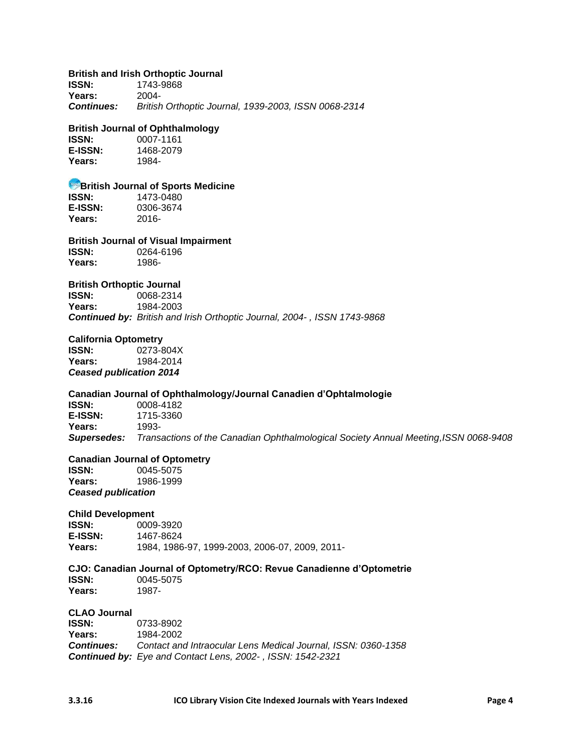**British and Irish Orthoptic Journal**
**ISSN:** 1743-9868
**Years:** 2004-
***Continues:*** *British Orthoptic Journal, 1939-2003, ISSN 0068-2314*

**British Journal of Ophthalmology**
**ISSN:** 0007-1161
**E-ISSN:** 1468-2079
**Years:** 1984-

**British Journal of Sports Medicine**
**ISSN:** 1473-0480
**E-ISSN:** 0306-3674
**Years:** 2016-

**British Journal of Visual Impairment**
**ISSN:** 0264-6196
**Years:** 1986-

**British Orthoptic Journal**
**ISSN:** 0068-2314
**Years:** 1984-2003
***Continued by:*** *British and Irish Orthoptic Journal, 2004- , ISSN 1743-9868*

**California Optometry**
**ISSN:** 0273-804X
**Years:** 1984-2014
***Ceased publication 2014***

**Canadian Journal of Ophthalmology/Journal Canadien d'Ophtalmologie**
**ISSN:** 0008-4182
**E-ISSN:** 1715-3360
**Years:** 1993-
***Supersedes:*** *Transactions of the Canadian Ophthalmological Society Annual Meeting,ISSN 0068-9408*

**Canadian Journal of Optometry**
**ISSN:** 0045-5075
**Years:** 1986-1999
***Ceased publication***

**Child Development**
**ISSN:** 0009-3920
**E-ISSN:** 1467-8624
**Years:** 1984, 1986-97, 1999-2003, 2006-07, 2009, 2011-

**CJO: Canadian Journal of Optometry/RCO: Revue Canadienne d'Optometrie**
**ISSN:** 0045-5075
**Years:** 1987-

**CLAO Journal**
**ISSN:** 0733-8902
**Years:** 1984-2002
***Continues:*** *Contact and Intraocular Lens Medical Journal, ISSN: 0360-1358*
***Continued by:*** *Eye and Contact Lens, 2002- , ISSN: 1542-2321*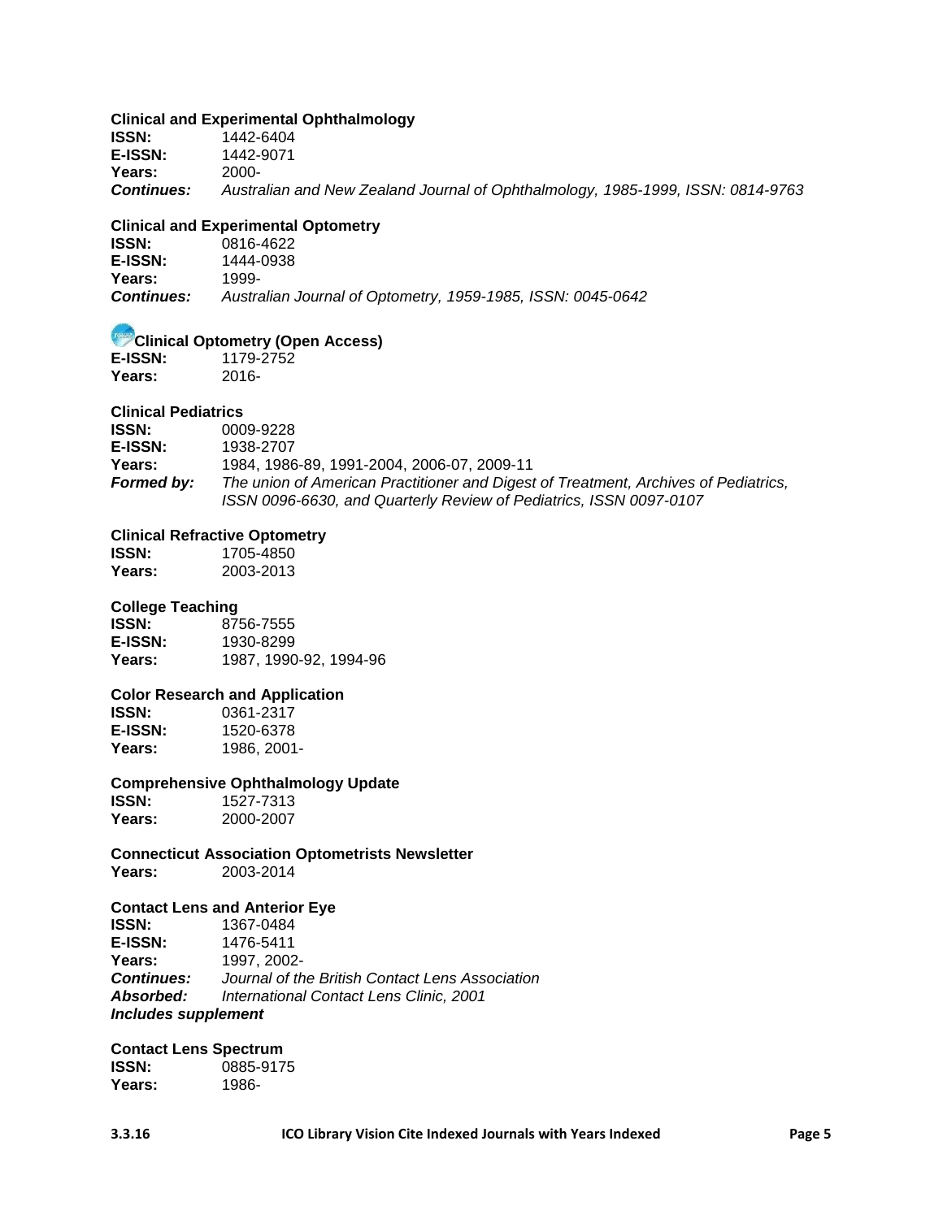**Clinical and Experimental Ophthalmology**
**ISSN:** 1442-6404
**E-ISSN:** 1442-9071
**Years:** 2000-
***Continues:*** *Australian and New Zealand Journal of Ophthalmology, 1985-1999, ISSN: 0814-9763*

**Clinical and Experimental Optometry**
**ISSN:** 0816-4622
**E-ISSN:** 1444-0938
**Years:** 1999-
***Continues:*** *Australian Journal of Optometry, 1959-1985, ISSN: 0045-0642*

**Clinical Optometry (Open Access)**
**E-ISSN:** 1179-2752
**Years:** 2016-

**Clinical Pediatrics**
**ISSN:** 0009-9228
**E-ISSN:** 1938-2707
**Years:** 1984, 1986-89, 1991-2004, 2006-07, 2009-11
***Formed by:*** *The union of American Practitioner and Digest of Treatment, Archives of Pediatrics, ISSN 0096-6630, and Quarterly Review of Pediatrics, ISSN 0097-0107*

**Clinical Refractive Optometry**
**ISSN:** 1705-4850
**Years:** 2003-2013

**College Teaching**
**ISSN:** 8756-7555
**E-ISSN:** 1930-8299
**Years:** 1987, 1990-92, 1994-96

**Color Research and Application**
**ISSN:** 0361-2317
**E-ISSN:** 1520-6378
**Years:** 1986, 2001-

**Comprehensive Ophthalmology Update**
**ISSN:** 1527-7313
**Years:** 2000-2007

**Connecticut Association Optometrists Newsletter**
**Years:** 2003-2014

**Contact Lens and Anterior Eye**
**ISSN:** 1367-0484
**E-ISSN:** 1476-5411
**Years:** 1997, 2002-
***Continues:*** *Journal of the British Contact Lens Association*
***Absorbed:*** *International Contact Lens Clinic, 2001*
***Includes supplement***

**Contact Lens Spectrum**
**ISSN:** 0885-9175
**Years:** 1986-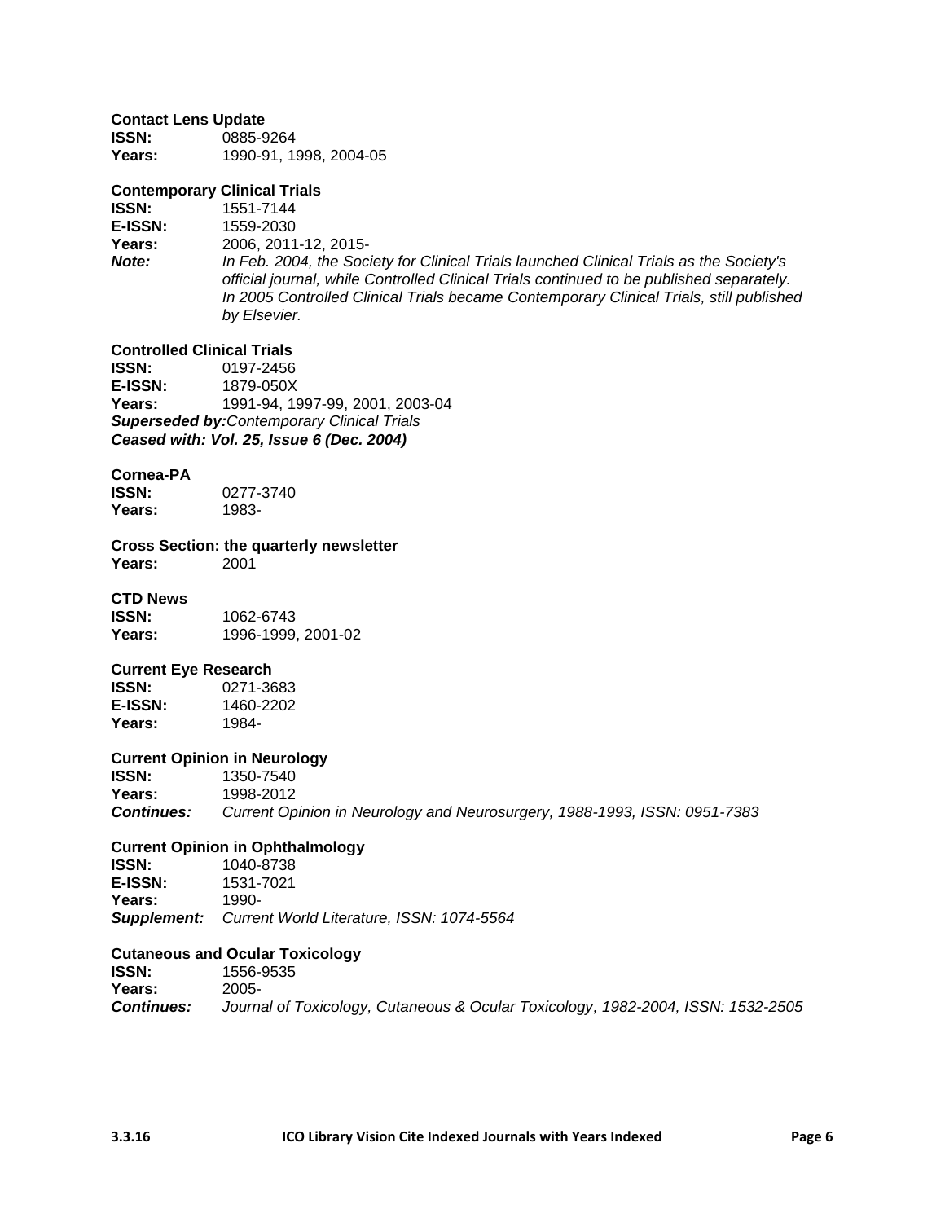**Contact Lens Update**
**ISSN:** 0885-9264
**Years:** 1990-91, 1998, 2004-05

**Contemporary Clinical Trials**
**ISSN:** 1551-7144
**E-ISSN:** 1559-2030
**Years:** 2006, 2011-12, 2015-
***Note:*** *In Feb. 2004, the Society for Clinical Trials launched Clinical Trials as the Society's official journal, while Controlled Clinical Trials continued to be published separately. In 2005 Controlled Clinical Trials became Contemporary Clinical Trials, still published by Elsevier.*

**Controlled Clinical Trials**
**ISSN:** 0197-2456
**E-ISSN:** 1879-050X
**Years:** 1991-94, 1997-99, 2001, 2003-04
***Superseded by:****Contemporary Clinical Trials*
***Ceased with: Vol. 25, Issue 6 (Dec. 2004)***

**Cornea-PA**
**ISSN:** 0277-3740
**Years:** 1983-

**Cross Section: the quarterly newsletter**
**Years:** 2001

**CTD News**
**ISSN:** 1062-6743
**Years:** 1996-1999, 2001-02

**Current Eye Research**
**ISSN:** 0271-3683
**E-ISSN:** 1460-2202
**Years:** 1984-

**Current Opinion in Neurology**
**ISSN:** 1350-7540
**Years:** 1998-2012
***Continues:*** *Current Opinion in Neurology and Neurosurgery, 1988-1993, ISSN: 0951-7383*

**Current Opinion in Ophthalmology**
**ISSN:** 1040-8738
**E-ISSN:** 1531-7021
**Years:** 1990-
***Supplement:*** *Current World Literature, ISSN: 1074-5564*

**Cutaneous and Ocular Toxicology**
**ISSN:** 1556-9535
**Years:** 2005-
***Continues:*** *Journal of Toxicology, Cutaneous & Ocular Toxicology, 1982-2004, ISSN: 1532-2505*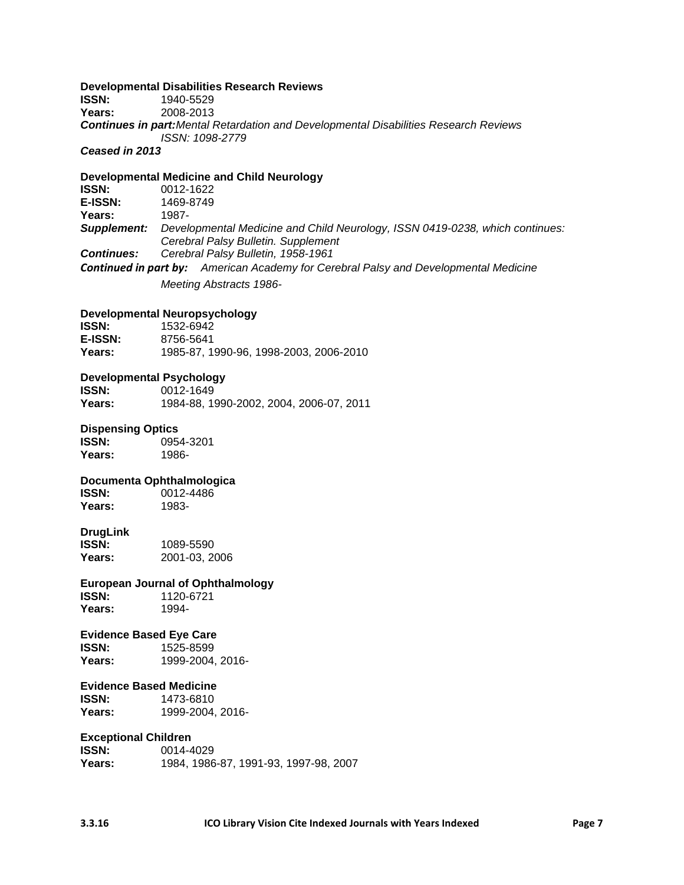**Developmental Disabilities Research Reviews**
**ISSN:** 1940-5529
**Years:** 2008-2013
***Continues in part:*** *Mental Retardation and Developmental Disabilities Research Reviews ISSN: 1098-2779*
***Ceased in 2013***

**Developmental Medicine and Child Neurology**
**ISSN:** 0012-1622
**E-ISSN:** 1469-8749
**Years:** 1987-
***Supplement:*** *Developmental Medicine and Child Neurology, ISSN 0419-0238, which continues: Cerebral Palsy Bulletin. Supplement*
***Continues:*** *Cerebral Palsy Bulletin, 1958-1961*
***Continued in part by:*** *American Academy for Cerebral Palsy and Developmental Medicine Meeting Abstracts 1986-*

**Developmental Neuropsychology**
**ISSN:** 1532-6942
**E-ISSN:** 8756-5641
**Years:** 1985-87, 1990-96, 1998-2003, 2006-2010

**Developmental Psychology**
**ISSN:** 0012-1649
**Years:** 1984-88, 1990-2002, 2004, 2006-07, 2011

**Dispensing Optics**
**ISSN:** 0954-3201
**Years:** 1986-

**Documenta Ophthalmologica**
**ISSN:** 0012-4486
**Years:** 1983-

**DrugLink**
**ISSN:** 1089-5590
**Years:** 2001-03, 2006

**European Journal of Ophthalmology**
**ISSN:** 1120-6721
**Years:** 1994-

**Evidence Based Eye Care**
**ISSN:** 1525-8599
**Years:** 1999-2004, 2016-

**Evidence Based Medicine**
**ISSN:** 1473-6810
**Years:** 1999-2004, 2016-

**Exceptional Children**
**ISSN:** 0014-4029
**Years:** 1984, 1986-87, 1991-93, 1997-98, 2007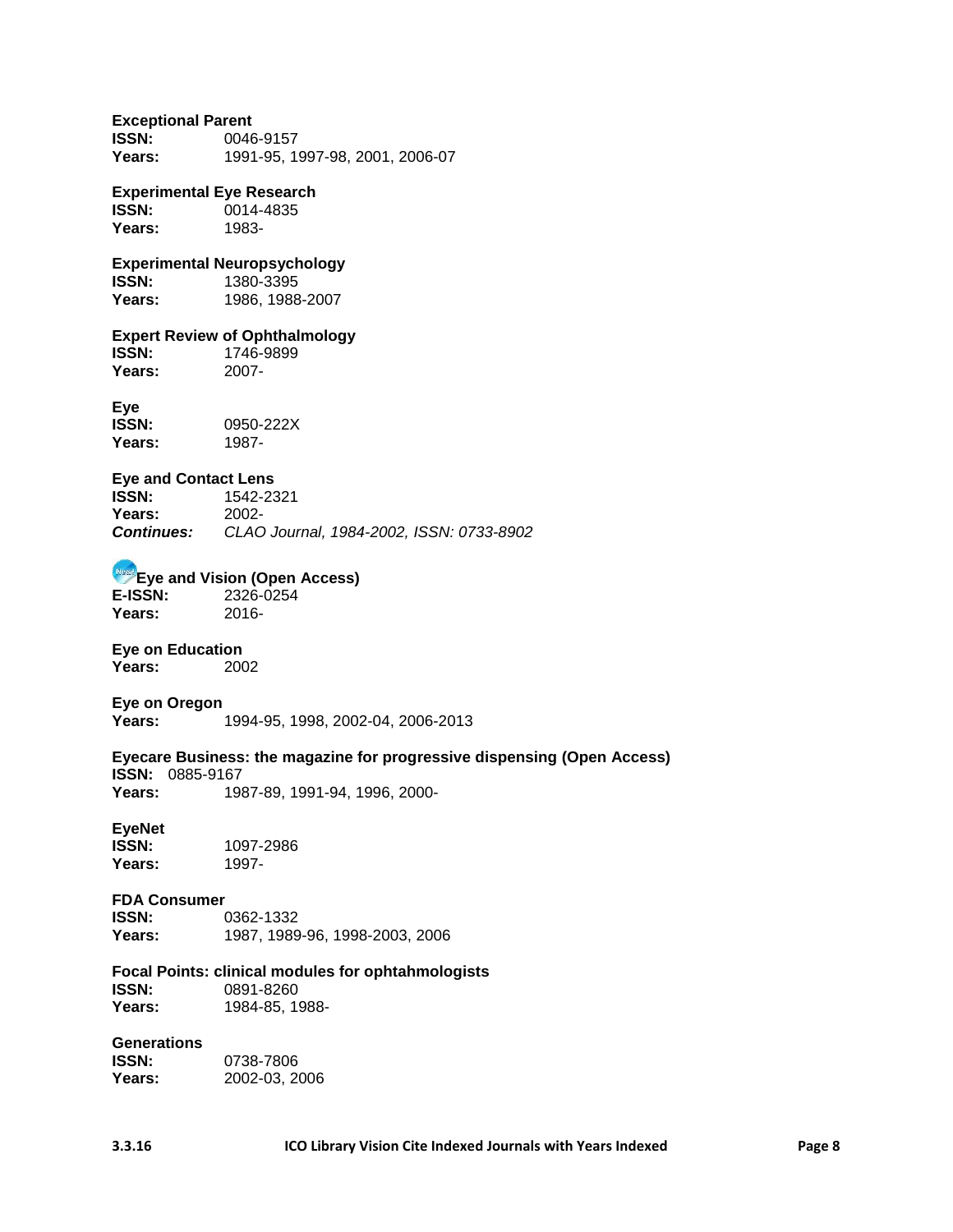**Exceptional Parent**
**ISSN:** 0046-9157
**Years:** 1991-95, 1997-98, 2001, 2006-07

**Experimental Eye Research**
**ISSN:** 0014-4835
**Years:** 1983-

**Experimental Neuropsychology**
**ISSN:** 1380-3395
**Years:** 1986, 1988-2007

**Expert Review of Ophthalmology**
**ISSN:** 1746-9899
**Years:** 2007-

**Eye**
**ISSN:** 0950-222X
**Years:** 1987-

**Eye and Contact Lens**
**ISSN:** 1542-2321
**Years:** 2002-
***Continues:*** *CLAO Journal, 1984-2002, ISSN: 0733-8902*

**Eye and Vision (Open Access)**
**E-ISSN:** 2326-0254
**Years:** 2016-

**Eye on Education**
**Years:** 2002

**Eye on Oregon**
**Years:** 1994-95, 1998, 2002-04, 2006-2013

**Eyecare Business: the magazine for progressive dispensing (Open Access)**
**ISSN:** 0885-9167
**Years:** 1987-89, 1991-94, 1996, 2000-

**EyeNet**
**ISSN:** 1097-2986
**Years:** 1997-

**FDA Consumer**
**ISSN:** 0362-1332
**Years:** 1987, 1989-96, 1998-2003, 2006

**Focal Points: clinical modules for ophtahmologists**
**ISSN:** 0891-8260
**Years:** 1984-85, 1988-

**Generations**
**ISSN:** 0738-7806
**Years:** 2002-03, 2006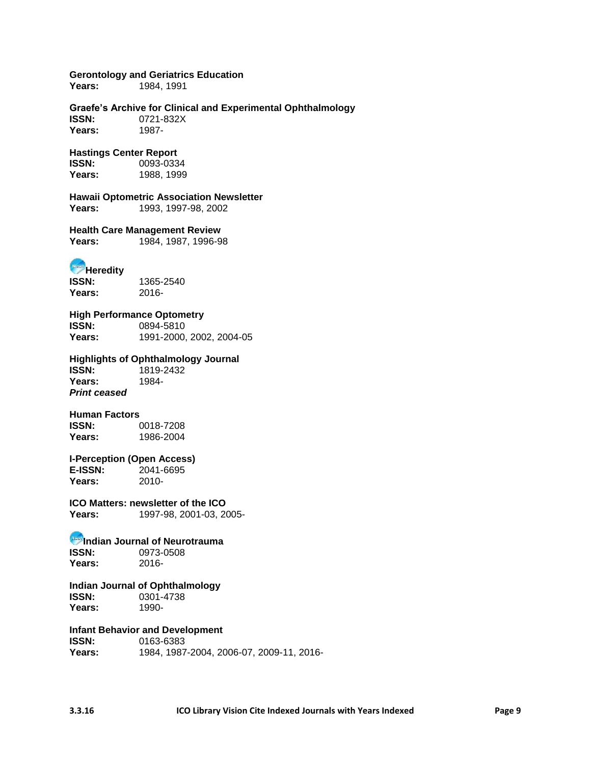**Gerontology and Geriatrics Education**
**Years:** 1984, 1991

**Graefe's Archive for Clinical and Experimental Ophthalmology**
**ISSN:** 0721-832X
**Years:** 1987-

**Hastings Center Report**
**ISSN:** 0093-0334
**Years:** 1988, 1999

**Hawaii Optometric Association Newsletter**
**Years:** 1993, 1997-98, 2002

**Health Care Management Review**
**Years:** 1984, 1987, 1996-98

**Heredity**
**ISSN:** 1365-2540
**Years:** 2016-

**High Performance Optometry**
**ISSN:** 0894-5810
**Years:** 1991-2000, 2002, 2004-05

**Highlights of Ophthalmology Journal**
**ISSN:** 1819-2432
**Years:** 1984-
***Print ceased***

**Human Factors**
**ISSN:** 0018-7208
**Years:** 1986-2004

**I-Perception (Open Access)**
**E-ISSN:** 2041-6695
**Years:** 2010-

**ICO Matters: newsletter of the ICO**
**Years:** 1997-98, 2001-03, 2005-

**Indian Journal of Neurotrauma**
**ISSN:** 0973-0508
**Years:** 2016-

**Indian Journal of Ophthalmology**
**ISSN:** 0301-4738
**Years:** 1990-

**Infant Behavior and Development**
**ISSN:** 0163-6383
**Years:** 1984, 1987-2004, 2006-07, 2009-11, 2016-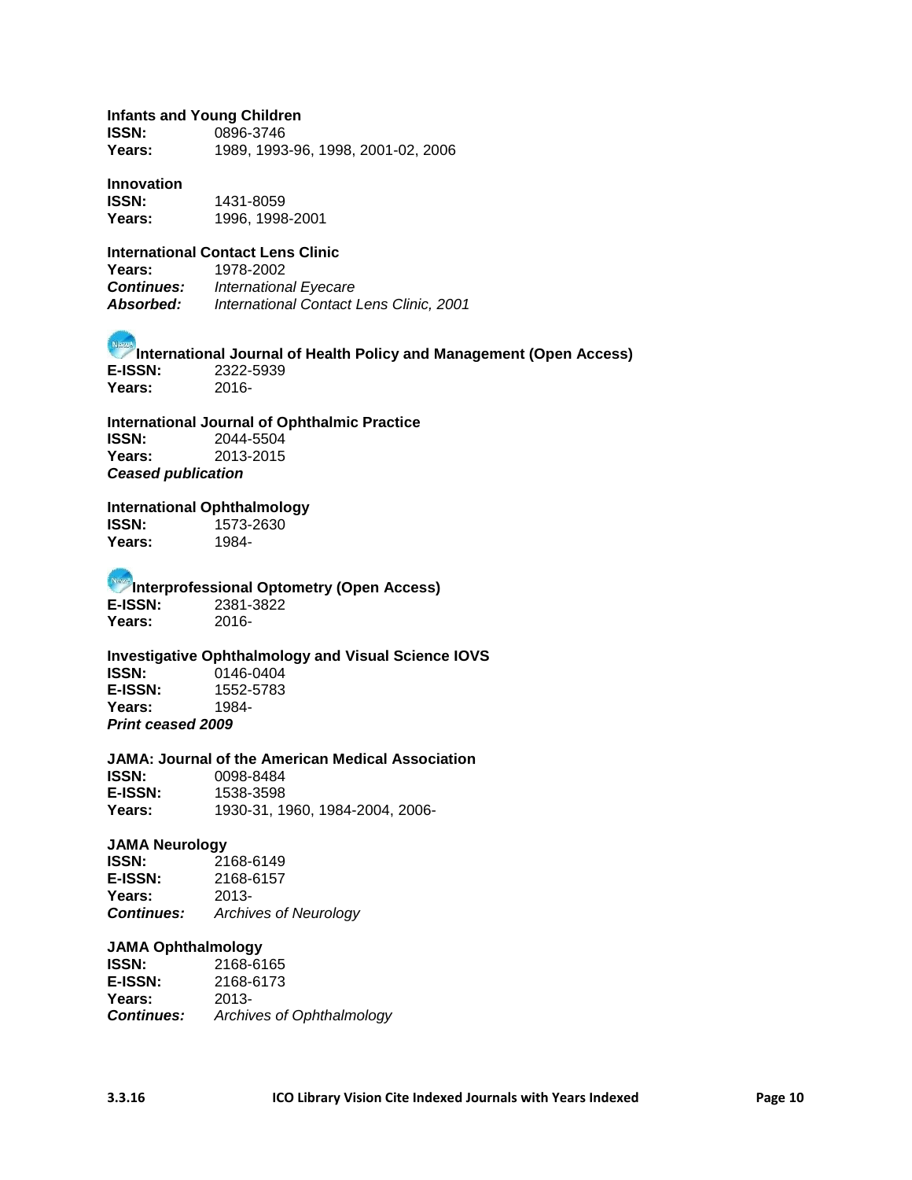**Infants and Young Children**
**ISSN:** 0896-3746
**Years:** 1989, 1993-96, 1998, 2001-02, 2006

**Innovation**
**ISSN:** 1431-8059
**Years:** 1996, 1998-2001

**International Contact Lens Clinic**
**Years:** 1978-2002
***Continues:*** *International Eyecare*
***Absorbed:*** *International Contact Lens Clinic, 2001*

**International Journal of Health Policy and Management (Open Access)**
**E-ISSN:** 2322-5939
**Years:** 2016-

**International Journal of Ophthalmic Practice**
**ISSN:** 2044-5504
**Years:** 2013-2015
***Ceased publication***

**International Ophthalmology**
**ISSN:** 1573-2630
**Years:** 1984-

**Interprofessional Optometry (Open Access)**
**E-ISSN:** 2381-3822
**Years:** 2016-

**Investigative Ophthalmology and Visual Science IOVS**
**ISSN:** 0146-0404
**E-ISSN:** 1552-5783
**Years:** 1984-
***Print ceased 2009***

**JAMA: Journal of the American Medical Association**
**ISSN:** 0098-8484
**E-ISSN:** 1538-3598
**Years:** 1930-31, 1960, 1984-2004, 2006-

**JAMA Neurology**
**ISSN:** 2168-6149
**E-ISSN:** 2168-6157
**Years:** 2013-
***Continues:*** *Archives of Neurology*

**JAMA Ophthalmology**
**ISSN:** 2168-6165
**E-ISSN:** 2168-6173
**Years:** 2013-
***Continues:*** *Archives of Ophthalmology*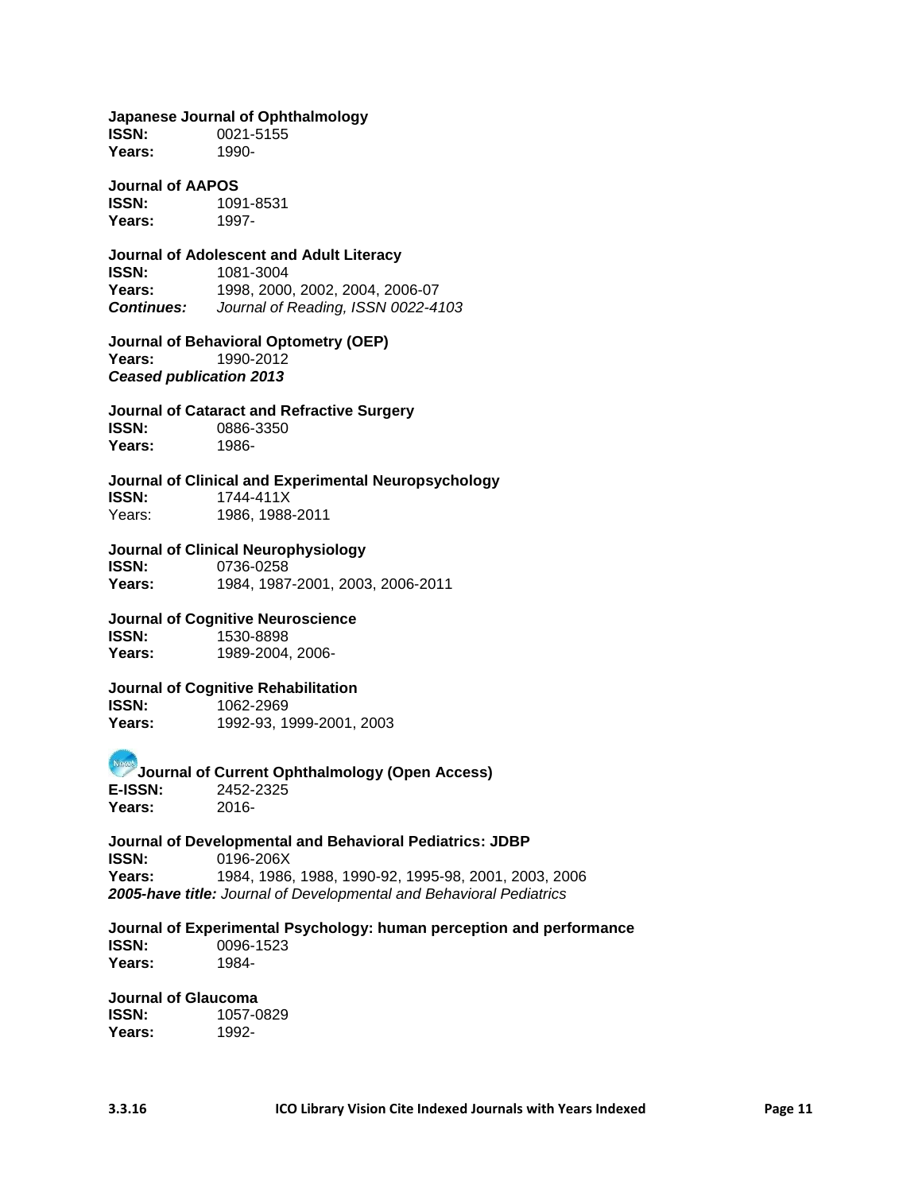**Japanese Journal of Ophthalmology**
**ISSN:** 0021-5155
**Years:** 1990-

**Journal of AAPOS**
**ISSN:** 1091-8531
**Years:** 1997-

**Journal of Adolescent and Adult Literacy**
**ISSN:** 1081-3004
**Years:** 1998, 2000, 2002, 2004, 2006-07
***Continues:*** *Journal of Reading, ISSN 0022-4103*

**Journal of Behavioral Optometry (OEP)**
**Years:** 1990-2012
***Ceased publication 2013***

**Journal of Cataract and Refractive Surgery**
**ISSN:** 0886-3350
**Years:** 1986-

**Journal of Clinical and Experimental Neuropsychology**
**ISSN:** 1744-411X
Years: 1986, 1988-2011

**Journal of Clinical Neurophysiology**
**ISSN:** 0736-0258
**Years:** 1984, 1987-2001, 2003, 2006-2011

**Journal of Cognitive Neuroscience**
**ISSN:** 1530-8898
**Years:** 1989-2004, 2006-

**Journal of Cognitive Rehabilitation**
**ISSN:** 1062-2969
**Years:** 1992-93, 1999-2001, 2003

**Journal of Current Ophthalmology (Open Access)**
**E-ISSN:** 2452-2325
**Years:** 2016-

**Journal of Developmental and Behavioral Pediatrics: JDBP**
**ISSN:** 0196-206X
**Years:** 1984, 1986, 1988, 1990-92, 1995-98, 2001, 2003, 2006
***2005-have title:*** *Journal of Developmental and Behavioral Pediatrics*

**Journal of Experimental Psychology: human perception and performance**
**ISSN:** 0096-1523
**Years:** 1984-

**Journal of Glaucoma**
**ISSN:** 1057-0829
**Years:** 1992-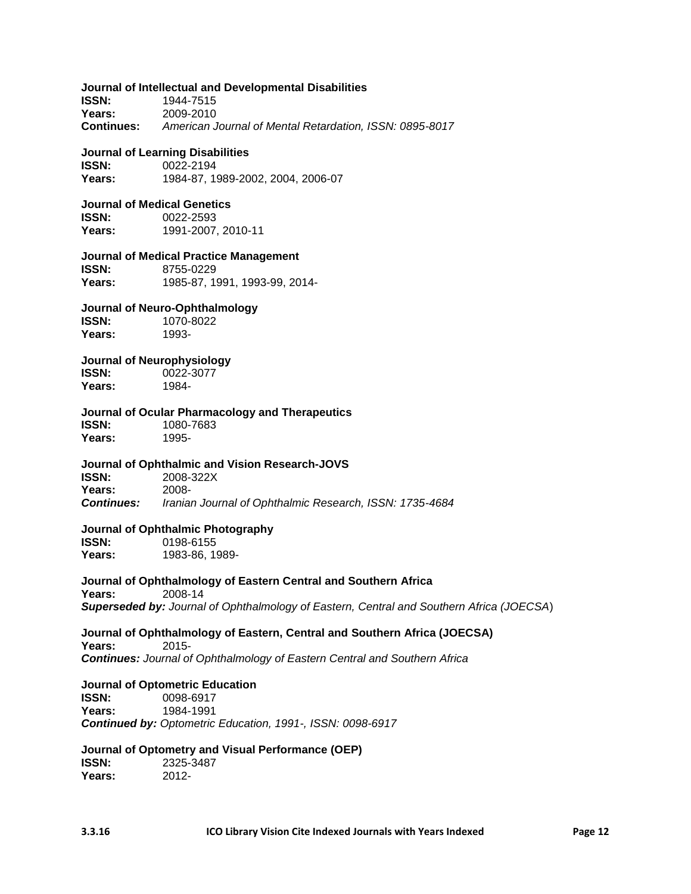**Journal of Intellectual and Developmental Disabilities**
**ISSN:** 1944-7515
**Years:** 2009-2010
**Continues:** *American Journal of Mental Retardation, ISSN: 0895-8017*

**Journal of Learning Disabilities**
**ISSN:** 0022-2194
**Years:** 1984-87, 1989-2002, 2004, 2006-07

**Journal of Medical Genetics**
**ISSN:** 0022-2593
**Years:** 1991-2007, 2010-11

**Journal of Medical Practice Management**
**ISSN:** 8755-0229
**Years:** 1985-87, 1991, 1993-99, 2014-

**Journal of Neuro-Ophthalmology**
**ISSN:** 1070-8022
**Years:** 1993-

**Journal of Neurophysiology**
**ISSN:** 0022-3077
**Years:** 1984-

**Journal of Ocular Pharmacology and Therapeutics**
**ISSN:** 1080-7683
**Years:** 1995-

**Journal of Ophthalmic and Vision Research-JOVS**
**ISSN:** 2008-322X
**Years:** 2008-
***Continues:*** *Iranian Journal of Ophthalmic Research, ISSN: 1735-4684*

**Journal of Ophthalmic Photography**
**ISSN:** 0198-6155
**Years:** 1983-86, 1989-

**Journal of Ophthalmology of Eastern Central and Southern Africa**
**Years:** 2008-14
***Superseded by:*** *Journal of Ophthalmology of Eastern, Central and Southern Africa (JOECSA)*

**Journal of Ophthalmology of Eastern, Central and Southern Africa (JOECSA)**
**Years:** 2015-
***Continues:*** *Journal of Ophthalmology of Eastern Central and Southern Africa*

**Journal of Optometric Education**
**ISSN:** 0098-6917
**Years:** 1984-1991
***Continued by:*** *Optometric Education, 1991-, ISSN: 0098-6917*

**Journal of Optometry and Visual Performance (OEP)**
**ISSN:** 2325-3487
**Years:** 2012-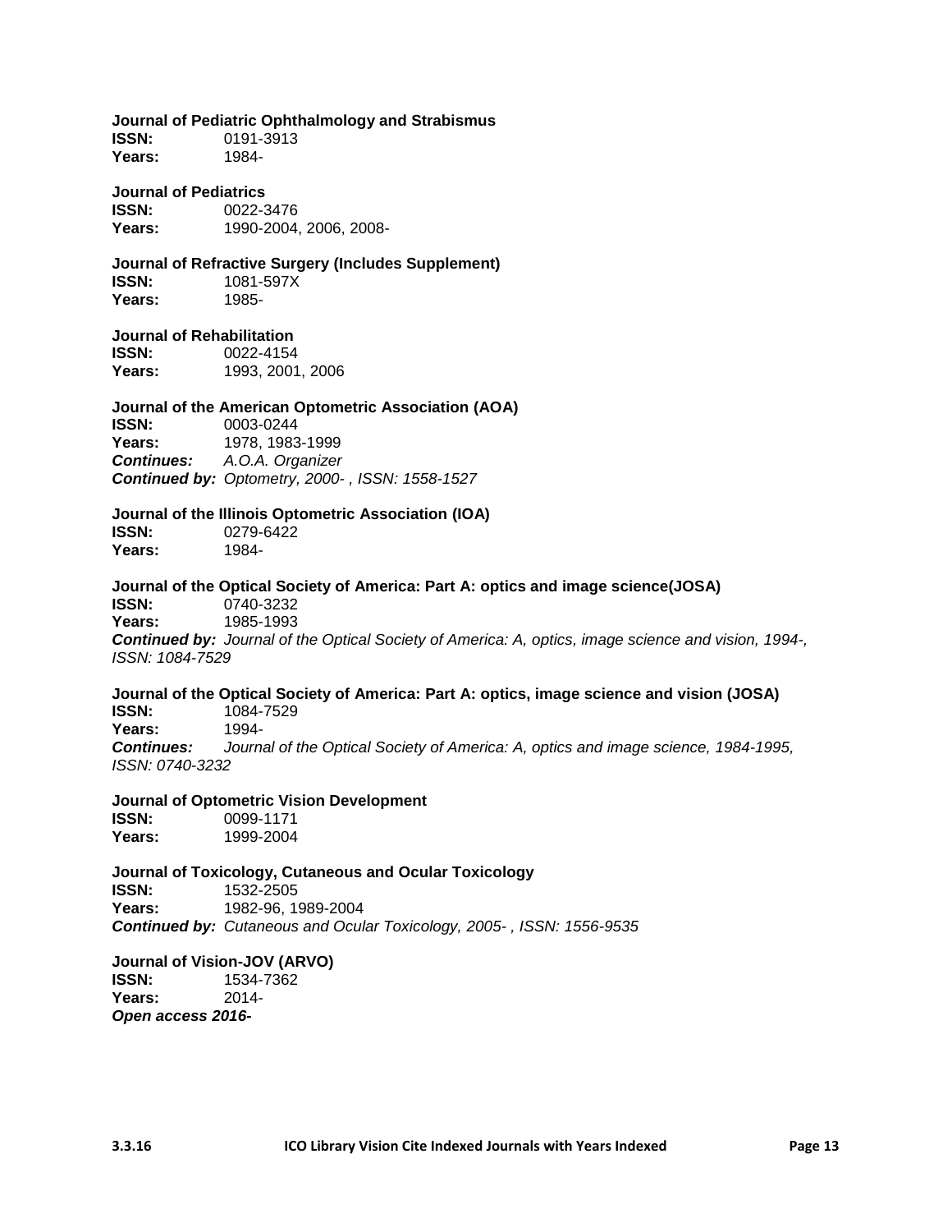**Journal of Pediatric Ophthalmology and Strabismus**
**ISSN:** 0191-3913
**Years:** 1984-

**Journal of Pediatrics**
**ISSN:** 0022-3476
**Years:** 1990-2004, 2006, 2008-

**Journal of Refractive Surgery (Includes Supplement)**
**ISSN:** 1081-597X
**Years:** 1985-

**Journal of Rehabilitation**
**ISSN:** 0022-4154
**Years:** 1993, 2001, 2006

**Journal of the American Optometric Association (AOA)**
**ISSN:** 0003-0244
**Years:** 1978, 1983-1999
***Continues:*** *A.O.A. Organizer*
***Continued by:*** *Optometry, 2000- , ISSN: 1558-1527*

**Journal of the Illinois Optometric Association (IOA)**
**ISSN:** 0279-6422
**Years:** 1984-

**Journal of the Optical Society of America: Part A: optics and image science(JOSA)**
**ISSN:** 0740-3232
**Years:** 1985-1993
***Continued by:*** *Journal of the Optical Society of America: A, optics, image science and vision, 1994-, ISSN: 1084-7529*

**Journal of the Optical Society of America: Part A: optics, image science and vision (JOSA)**
**ISSN:** 1084-7529
**Years:** 1994-
***Continues:*** *Journal of the Optical Society of America: A, optics and image science, 1984-1995, ISSN: 0740-3232*

**Journal of Optometric Vision Development**
**ISSN:** 0099-1171
**Years:** 1999-2004

**Journal of Toxicology, Cutaneous and Ocular Toxicology**
**ISSN:** 1532-2505
**Years:** 1982-96, 1989-2004
***Continued by:*** *Cutaneous and Ocular Toxicology, 2005- , ISSN: 1556-9535*

**Journal of Vision-JOV (ARVO)**
**ISSN:** 1534-7362
**Years:** 2014-
***Open access 2016-***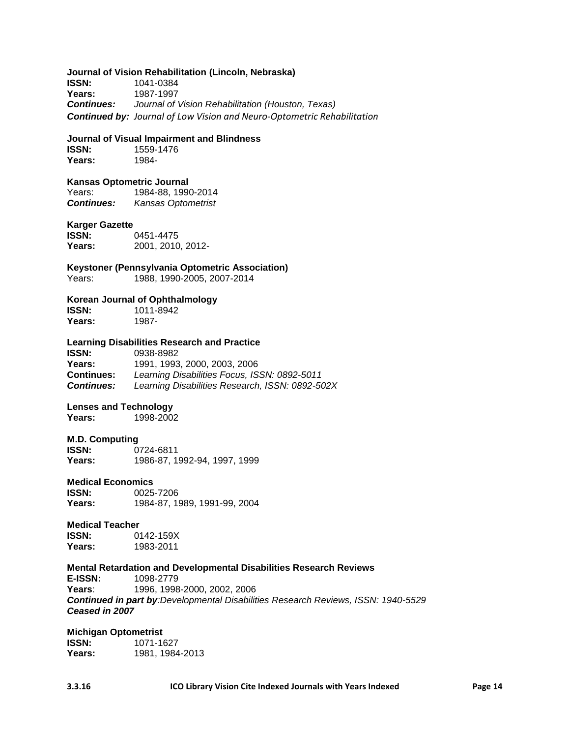**Journal of Vision Rehabilitation (Lincoln, Nebraska)**
**ISSN:** 1041-0384
**Years:** 1987-1997
***Continues:*** *Journal of Vision Rehabilitation (Houston, Texas)*
***Continued by:*** *Journal of Low Vision and Neuro-Optometric Rehabilitation*

**Journal of Visual Impairment and Blindness**
**ISSN:** 1559-1476
**Years:** 1984-

**Kansas Optometric Journal**
Years: 1984-88, 1990-2014
***Continues:*** *Kansas Optometrist*

**Karger Gazette**
**ISSN:** 0451-4475
**Years:** 2001, 2010, 2012-

**Keystoner (Pennsylvania Optometric Association)**
Years: 1988, 1990-2005, 2007-2014

**Korean Journal of Ophthalmology**
**ISSN:** 1011-8942
**Years:** 1987-

**Learning Disabilities Research and Practice**
**ISSN:** 0938-8982
**Years:** 1991, 1993, 2000, 2003, 2006
**Continues:** *Learning Disabilities Focus, ISSN: 0892-5011*
***Continues:*** *Learning Disabilities Research, ISSN: 0892-502X*

**Lenses and Technology**
**Years:** 1998-2002

**M.D. Computing**
**ISSN:** 0724-6811
**Years:** 1986-87, 1992-94, 1997, 1999

**Medical Economics**
**ISSN:** 0025-7206
**Years:** 1984-87, 1989, 1991-99, 2004

**Medical Teacher**
**ISSN:** 0142-159X
**Years:** 1983-2011

**Mental Retardation and Developmental Disabilities Research Reviews**
**E-ISSN:** 1098-2779
**Years**: 1996, 1998-2000, 2002, 2006
***Continued in part by****:Developmental Disabilities Research Reviews, ISSN: 1940-5529*
***Ceased in 2007***

**Michigan Optometrist**
**ISSN:** 1071-1627
**Years:** 1981, 1984-2013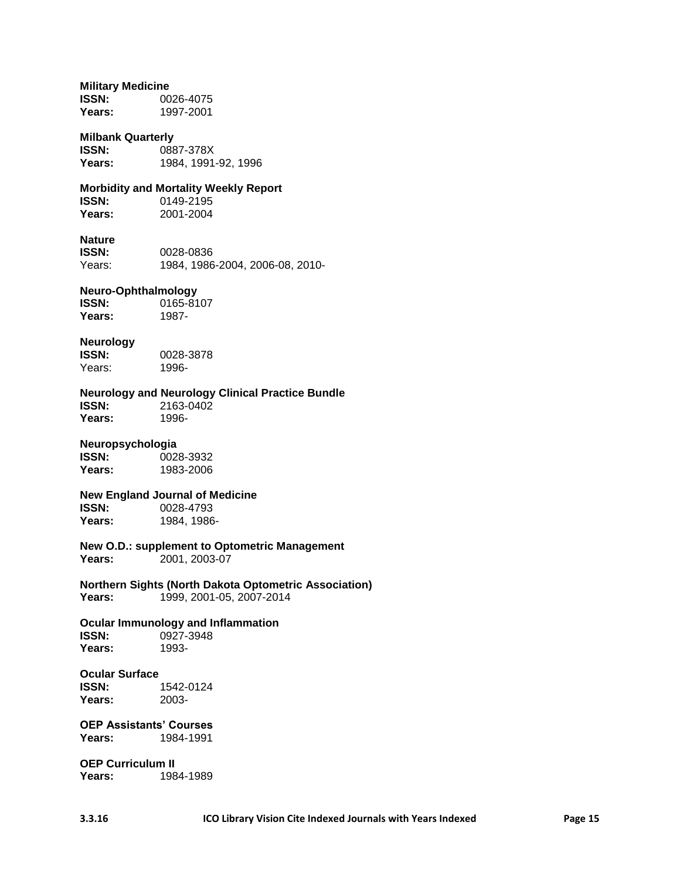**Military Medicine**
**ISSN:** 0026-4075
**Years:** 1997-2001

**Milbank Quarterly**
**ISSN:** 0887-378X
**Years:** 1984, 1991-92, 1996

**Morbidity and Mortality Weekly Report**
**ISSN:** 0149-2195
**Years:** 2001-2004

**Nature**
**ISSN:** 0028-0836
Years: 1984, 1986-2004, 2006-08, 2010-

**Neuro-Ophthalmology**
**ISSN:** 0165-8107
**Years:** 1987-

**Neurology**
**ISSN:** 0028-3878
Years: 1996-

**Neurology and Neurology Clinical Practice Bundle**
**ISSN:** 2163-0402
**Years:** 1996-

**Neuropsychologia**
**ISSN:** 0028-3932
**Years:** 1983-2006

**New England Journal of Medicine**
**ISSN:** 0028-4793
**Years:** 1984, 1986-

**New O.D.: supplement to Optometric Management**
**Years:** 2001, 2003-07

**Northern Sights (North Dakota Optometric Association)**
**Years:** 1999, 2001-05, 2007-2014

**Ocular Immunology and Inflammation**
**ISSN:** 0927-3948
**Years:** 1993-

**Ocular Surface**
**ISSN:** 1542-0124
**Years:** 2003-

**OEP Assistants' Courses**
**Years:** 1984-1991

**OEP Curriculum II**
**Years:** 1984-1989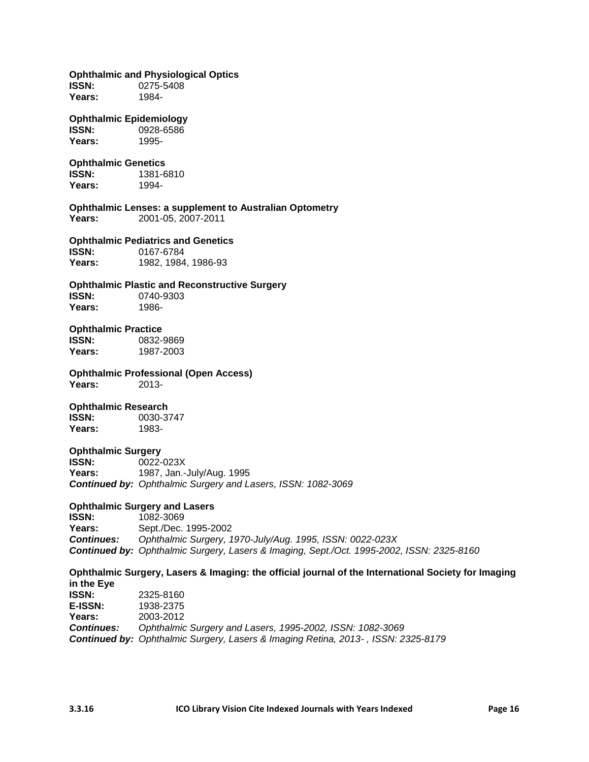**Ophthalmic and Physiological Optics**
**ISSN:** 0275-5408
**Years:** 1984-

**Ophthalmic Epidemiology**
**ISSN:** 0928-6586
**Years:** 1995-

**Ophthalmic Genetics**
**ISSN:** 1381-6810
**Years:** 1994-

**Ophthalmic Lenses: a supplement to Australian Optometry**
**Years:** 2001-05, 2007-2011

**Ophthalmic Pediatrics and Genetics**
**ISSN:** 0167-6784
**Years:** 1982, 1984, 1986-93

**Ophthalmic Plastic and Reconstructive Surgery**
**ISSN:** 0740-9303
**Years:** 1986-

**Ophthalmic Practice**
**ISSN:** 0832-9869
**Years:** 1987-2003

**Ophthalmic Professional (Open Access)**
**Years:** 2013-

**Ophthalmic Research**
**ISSN:** 0030-3747
**Years:** 1983-

**Ophthalmic Surgery**
**ISSN:** 0022-023X
**Years:** 1987, Jan.-July/Aug. 1995
***Continued by:*** *Ophthalmic Surgery and Lasers, ISSN: 1082-3069*

**Ophthalmic Surgery and Lasers**
**ISSN:** 1082-3069
**Years:** Sept./Dec. 1995-2002
***Continues:*** *Ophthalmic Surgery, 1970-July/Aug. 1995, ISSN: 0022-023X*
***Continued by:*** *Ophthalmic Surgery, Lasers & Imaging, Sept./Oct. 1995-2002, ISSN: 2325-8160*

**Ophthalmic Surgery, Lasers & Imaging: the official journal of the International Society for Imaging in the Eye**
**ISSN:** 2325-8160
**E-ISSN:** 1938-2375
**Years:** 2003-2012
***Continues:*** *Ophthalmic Surgery and Lasers, 1995-2002, ISSN: 1082-3069*
***Continued by:*** *Ophthalmic Surgery, Lasers & Imaging Retina, 2013- , ISSN: 2325-8179*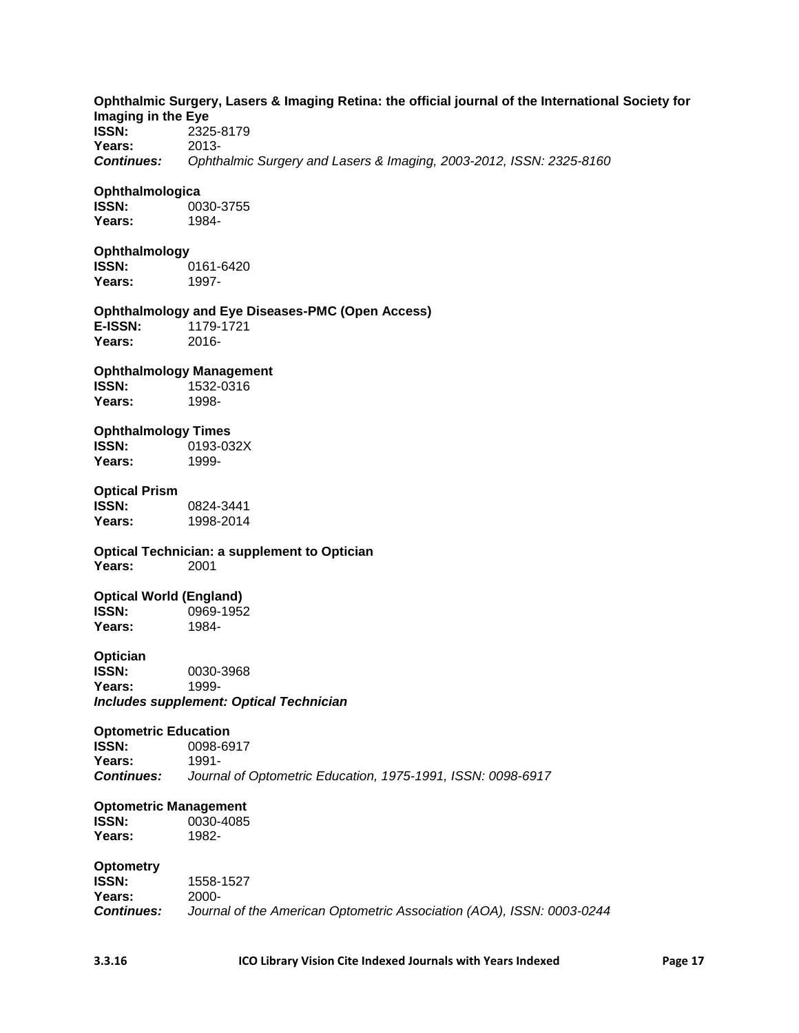**Ophthalmic Surgery, Lasers & Imaging Retina: the official journal of the International Society for Imaging in the Eye**
**ISSN:** 2325-8179
**Years:** 2013-
***Continues:*** *Ophthalmic Surgery and Lasers & Imaging, 2003-2012, ISSN: 2325-8160*

**Ophthalmologica**
**ISSN:** 0030-3755
**Years:** 1984-

**Ophthalmology**
**ISSN:** 0161-6420
**Years:** 1997-

**Ophthalmology and Eye Diseases-PMC (Open Access)**
**E-ISSN:** 1179-1721
**Years:** 2016-

**Ophthalmology Management**
**ISSN:** 1532-0316
**Years:** 1998-

**Ophthalmology Times**
**ISSN:** 0193-032X
**Years:** 1999-

**Optical Prism**
**ISSN:** 0824-3441
**Years:** 1998-2014

**Optical Technician: a supplement to Optician**
**Years:** 2001

**Optical World (England)**
**ISSN:** 0969-1952
**Years:** 1984-

**Optician**
**ISSN:** 0030-3968
**Years:** 1999-
***Includes supplement: Optical Technician***

**Optometric Education**
**ISSN:** 0098-6917
**Years:** 1991-
***Continues:*** *Journal of Optometric Education, 1975-1991, ISSN: 0098-6917*

**Optometric Management**
**ISSN:** 0030-4085
**Years:** 1982-

**Optometry**
**ISSN:** 1558-1527
**Years:** 2000-
***Continues:*** *Journal of the American Optometric Association (AOA), ISSN: 0003-0244*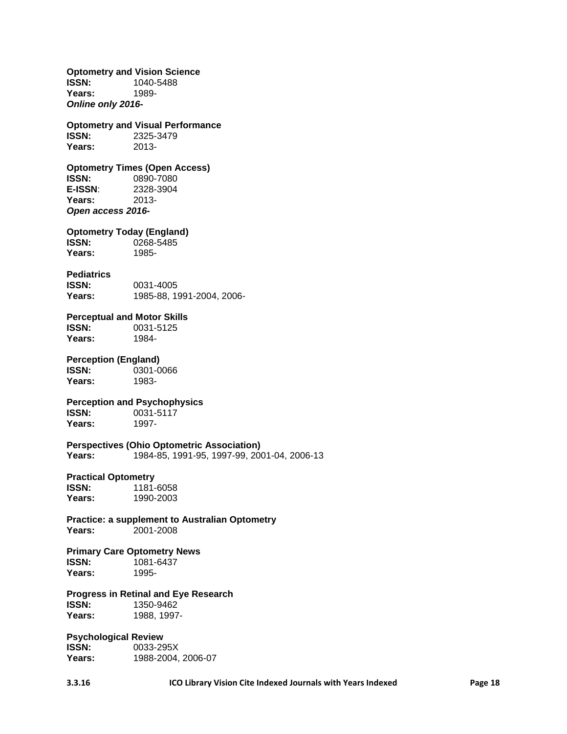**Optometry and Vision Science**
**ISSN:** 1040-5488
**Years:** 1989-
***Online only 2016-***

**Optometry and Visual Performance**
**ISSN:** 2325-3479
**Years:** 2013-

**Optometry Times (Open Access)**
**ISSN:** 0890-7080
**E-ISSN**: 2328-3904
**Years:** 2013-
***Open access 2016-***

**Optometry Today (England)**
**ISSN:** 0268-5485
**Years:** 1985-

**Pediatrics**
**ISSN:** 0031-4005
**Years:** 1985-88, 1991-2004, 2006-

**Perceptual and Motor Skills**
**ISSN:** 0031-5125
**Years:** 1984-

**Perception (England)**
**ISSN:** 0301-0066
**Years:** 1983-

**Perception and Psychophysics**
**ISSN:** 0031-5117
**Years:** 1997-

**Perspectives (Ohio Optometric Association)**
**Years:** 1984-85, 1991-95, 1997-99, 2001-04, 2006-13

**Practical Optometry**
**ISSN:** 1181-6058
**Years:** 1990-2003

**Practice: a supplement to Australian Optometry**
**Years:** 2001-2008

**Primary Care Optometry News**
**ISSN:** 1081-6437
**Years:** 1995-

**Progress in Retinal and Eye Research**
**ISSN:** 1350-9462
**Years:** 1988, 1997-

**Psychological Review**
**ISSN:** 0033-295X
**Years:** 1988-2004, 2006-07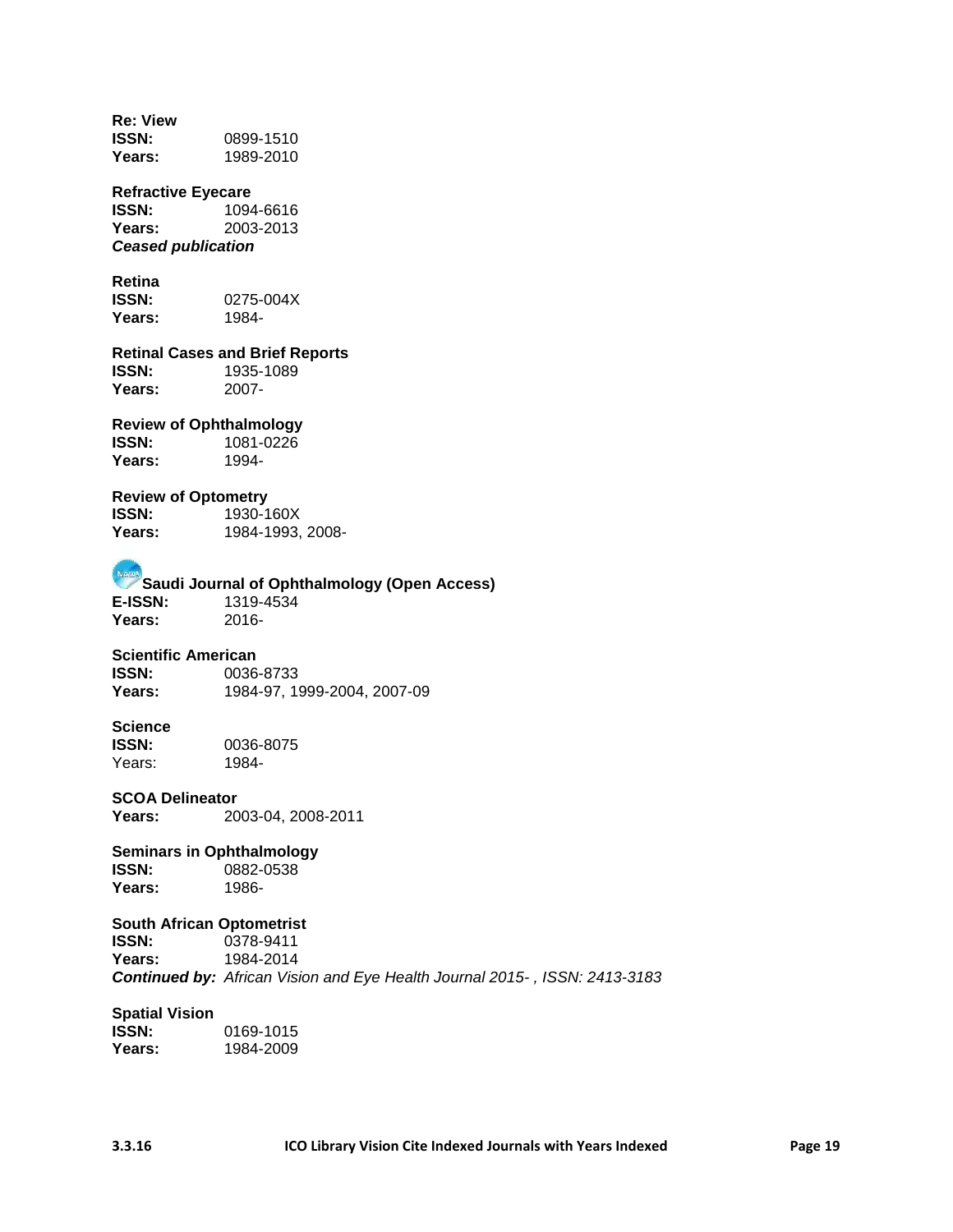**Re: View**
**ISSN:** 0899-1510
**Years:** 1989-2010

**Refractive Eyecare**
**ISSN:** 1094-6616
**Years:** 2003-2013
***Ceased publication***

**Retina**
**ISSN:** 0275-004X
**Years:** 1984-

**Retinal Cases and Brief Reports**
**ISSN:** 1935-1089
**Years:** 2007-

**Review of Ophthalmology**
**ISSN:** 1081-0226
**Years:** 1994-

**Review of Optometry**
**ISSN:** 1930-160X
**Years:** 1984-1993, 2008-

**Saudi Journal of Ophthalmology (Open Access)**
**E-ISSN:** 1319-4534
**Years:** 2016-

**Scientific American**
**ISSN:** 0036-8733
**Years:** 1984-97, 1999-2004, 2007-09

**Science**
**ISSN:** 0036-8075
Years: 1984-

**SCOA Delineator**
**Years:** 2003-04, 2008-2011

**Seminars in Ophthalmology**
**ISSN:** 0882-0538
**Years:** 1986-

**South African Optometrist**
**ISSN:** 0378-9411
**Years:** 1984-2014
***Continued by:*** *African Vision and Eye Health Journal 2015- , ISSN: 2413-3183*

**Spatial Vision**
**ISSN:** 0169-1015
**Years:** 1984-2009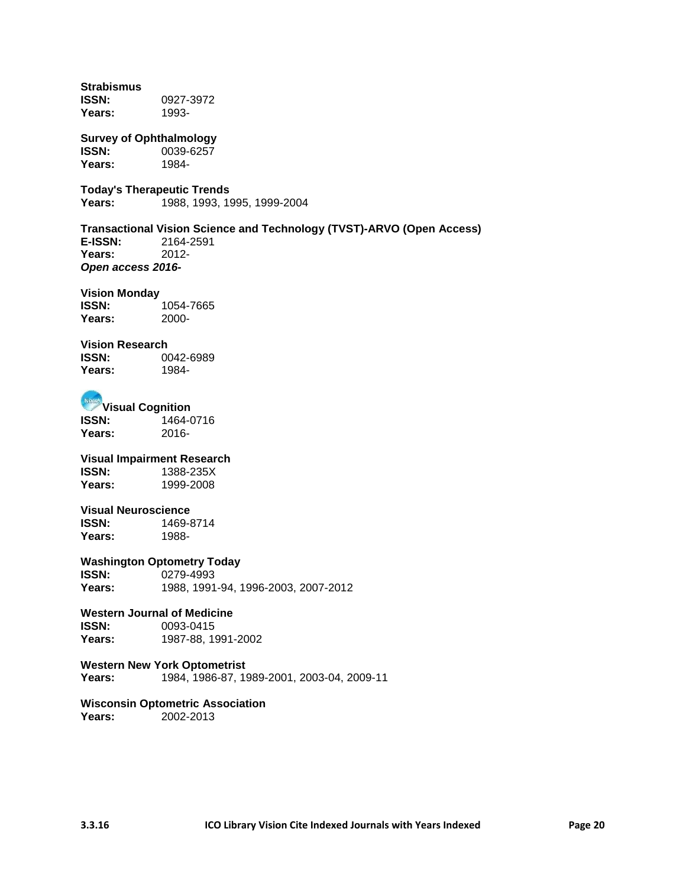**Strabismus**
**ISSN:** 0927-3972
**Years:** 1993-

**Survey of Ophthalmology**
**ISSN:** 0039-6257
**Years:** 1984-

**Today's Therapeutic Trends**
**Years:** 1988, 1993, 1995, 1999-2004

**Transactional Vision Science and Technology (TVST)-ARVO (Open Access)**
**E-ISSN:** 2164-2591
**Years:** 2012-
***Open access 2016-***

**Vision Monday**
**ISSN:** 1054-7665
**Years:** 2000-

**Vision Research**
**ISSN:** 0042-6989
**Years:** 1984-

**Visual Cognition**
**ISSN:** 1464-0716
**Years:** 2016-

**Visual Impairment Research**
**ISSN:** 1388-235X
**Years:** 1999-2008

**Visual Neuroscience**
**ISSN:** 1469-8714
**Years:** 1988-

**Washington Optometry Today**
**ISSN:** 0279-4993
**Years:** 1988, 1991-94, 1996-2003, 2007-2012

**Western Journal of Medicine**
**ISSN:** 0093-0415
**Years:** 1987-88, 1991-2002

**Western New York Optometrist**
**Years:** 1984, 1986-87, 1989-2001, 2003-04, 2009-11

**Wisconsin Optometric Association**
**Years:** 2002-2013